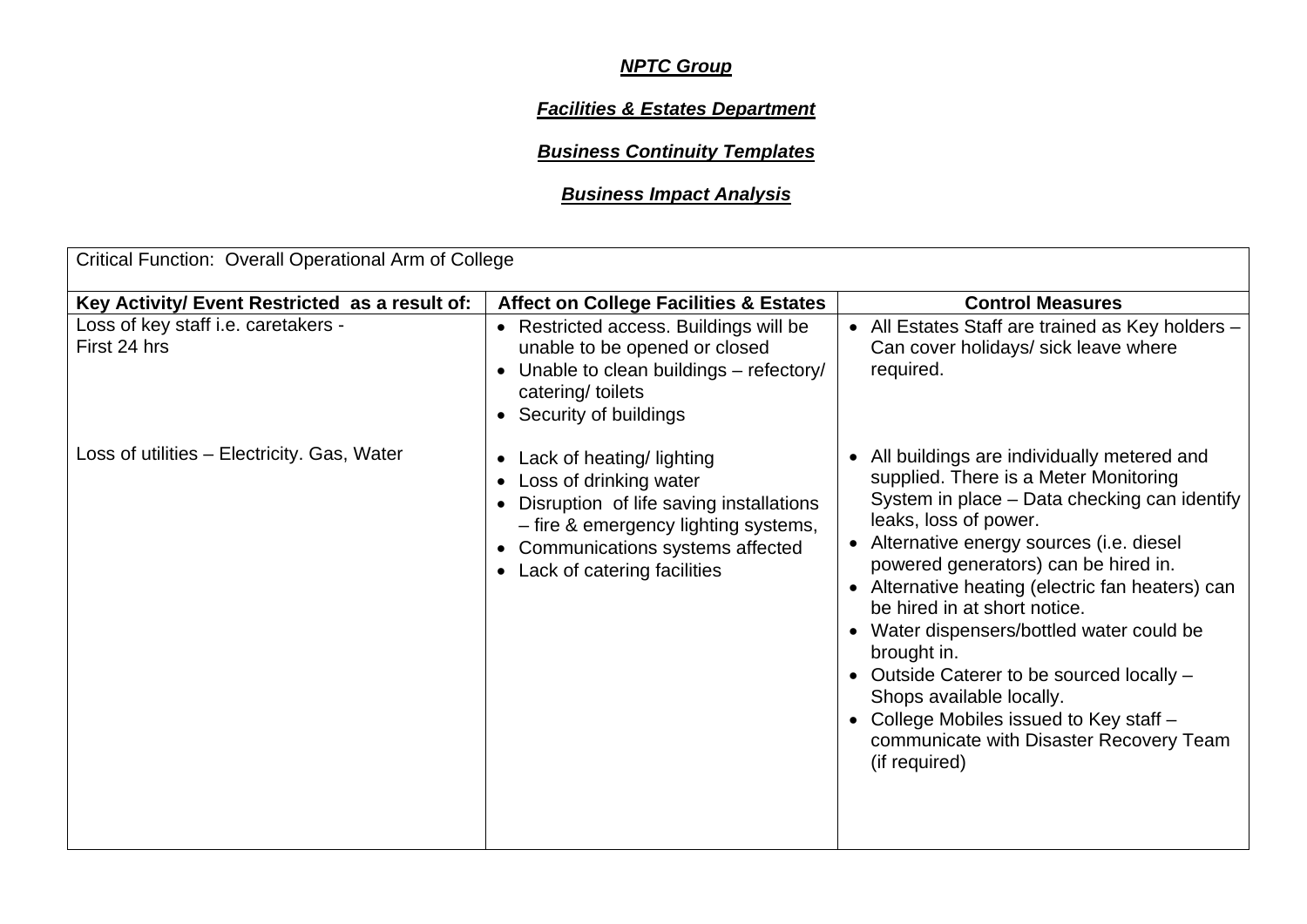***NPTC Group***

***Facilities & Estates Department***

***Business Continuity Templates***

***Business Impact Analysis***

| Critical Function: Overall Operational Arm of College | | |
|---|---|---|
| **Key Activity/ Event Restricted as a result of:** | **Affect on College Facilities & Estates** | **Control Measures** |
| Loss of key staff i.e. caretakers - First 24 hrs | • Restricted access. Buildings will be unable to be opened or closed<br>• Unable to clean buildings – refectory/ catering/ toilets<br>• Security of buildings | • All Estates Staff are trained as Key holders – Can cover holidays/ sick leave where required. |
| Loss of utilities – Electricity. Gas, Water | • Lack of heating/ lighting<br>• Loss of drinking water<br>• Disruption of life saving installations – fire & emergency lighting systems,<br>• Communications systems affected<br>• Lack of catering facilities | • All buildings are individually metered and supplied. There is a Meter Monitoring System in place – Data checking can identify leaks, loss of power.<br>• Alternative energy sources (i.e. diesel powered generators) can be hired in.<br>• Alternative heating (electric fan heaters) can be hired in at short notice.<br>• Water dispensers/bottled water could be brought in.<br>• Outside Caterer to be sourced locally – Shops available locally.<br>• College Mobiles issued to Key staff – communicate with Disaster Recovery Team (if required) |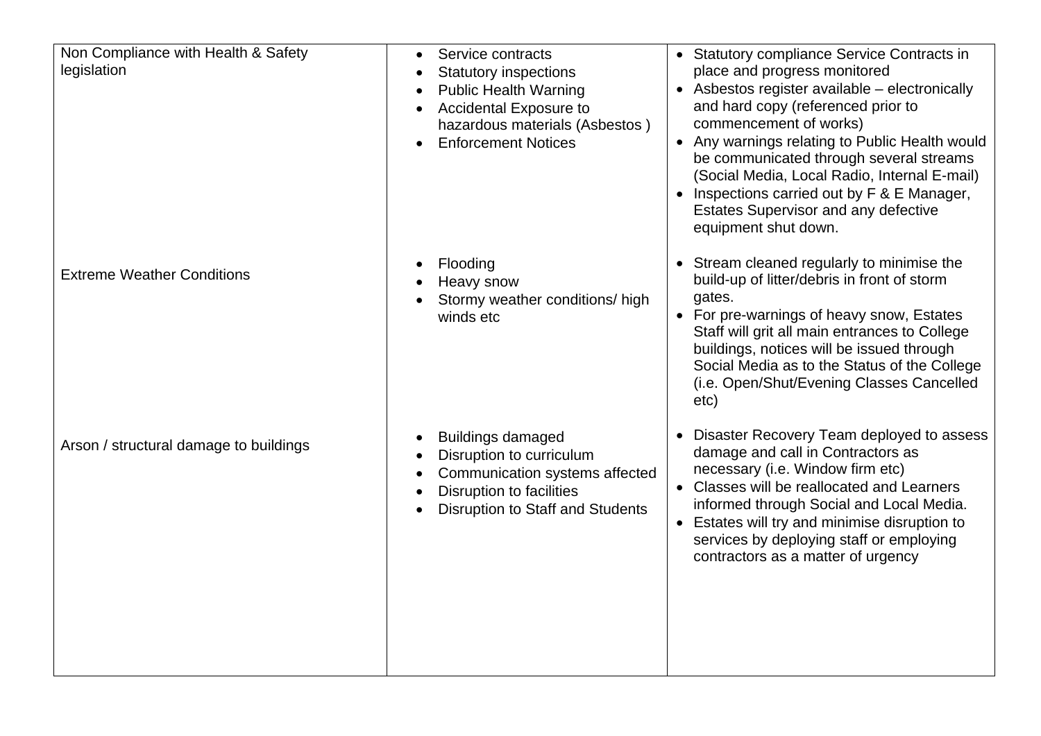| | | |
|---|---|---|
| Non Compliance with Health & Safety legislation | <ul><li>Service contracts</li><li>Statutory inspections</li><li>Public Health Warning</li><li>Accidental Exposure to hazardous materials (Asbestos )</li><li>Enforcement Notices</li></ul> | <ul><li>Statutory compliance Service Contracts in place and progress monitored</li><li>Asbestos register available – electronically and hard copy (referenced prior to commencement of works)</li><li>Any warnings relating to Public Health would be communicated through several streams (Social Media, Local Radio, Internal E-mail)</li><li>Inspections carried out by F & E Manager, Estates Supervisor and any defective equipment shut down.</li></ul> |
| Extreme Weather Conditions | <ul><li>Flooding</li><li>Heavy snow</li><li>Stormy weather conditions/ high winds etc</li></ul> | <ul><li>Stream cleaned regularly to minimise the build-up of litter/debris in front of storm gates.</li><li>For pre-warnings of heavy snow, Estates Staff will grit all main entrances to College buildings, notices will be issued through Social Media as to the Status of the College (i.e. Open/Shut/Evening Classes Cancelled etc)</li></ul> |
| Arson / structural damage to buildings | <ul><li>Buildings damaged</li><li>Disruption to curriculum</li><li>Communication systems affected</li><li>Disruption to facilities</li><li>Disruption to Staff and Students</li></ul> | <ul><li>Disaster Recovery Team deployed to assess damage and call in Contractors as necessary (i.e. Window firm etc)</li><li>Classes will be reallocated and Learners informed through Social and Local Media.</li><li>Estates will try and minimise disruption to services by deploying staff or employing contractors as a matter of urgency</li></ul> |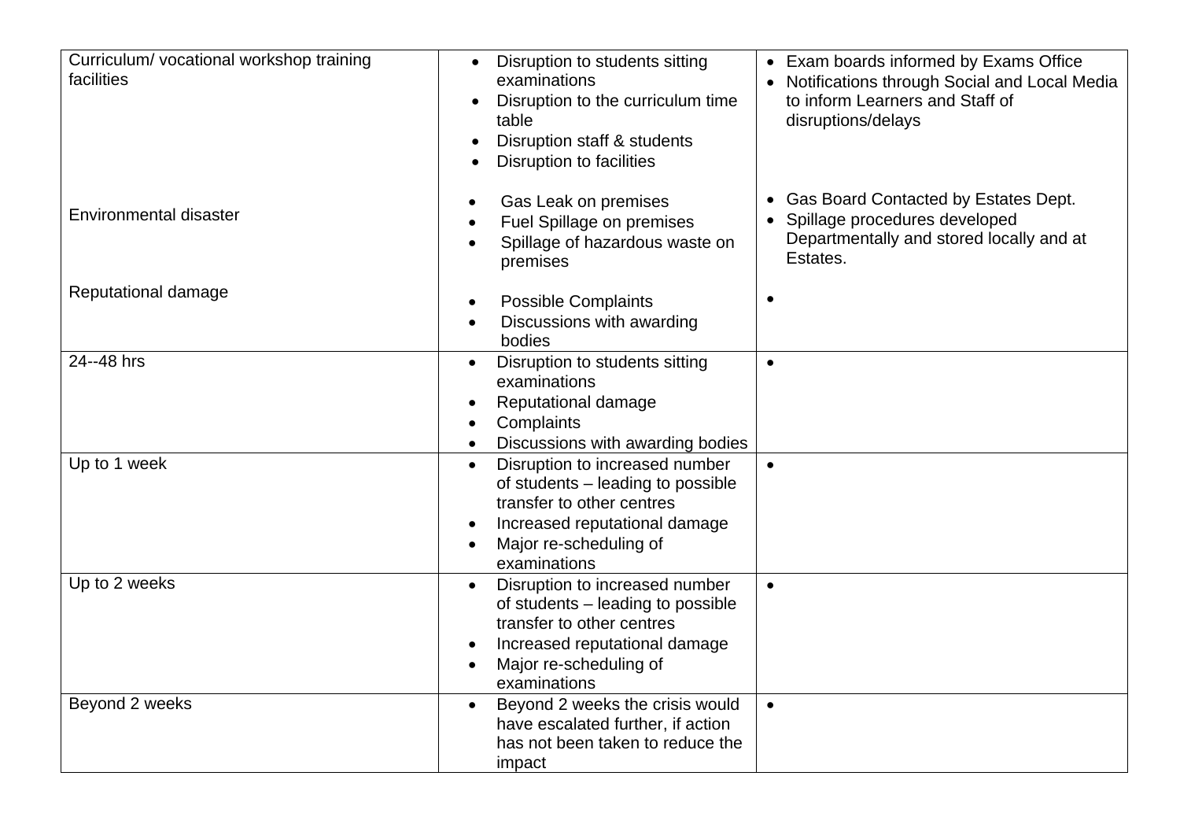| | | |
|---|---|---|
| Curriculum/ vocational workshop training facilities<br><br><br><br><br><br>Environmental disaster<br><br><br><br>Reputational damage | • Disruption to students sitting examinations<br>• Disruption to the curriculum time table<br>• Disruption staff & students<br>• Disruption to facilities<br><br>• Gas Leak on premises<br>• Fuel Spillage on premises<br>• Spillage of hazardous waste on premises<br><br>• Possible Complaints<br>• Discussions with awarding bodies | • Exam boards informed by Exams Office<br>• Notifications through Social and Local Media to inform Learners and Staff of disruptions/delays<br><br><br><br>• Gas Board Contacted by Estates Dept.<br>• Spillage procedures developed Departmentally and stored locally and at Estates.<br><br>• |
| 24--48 hrs | • Disruption to students sitting examinations<br>• Reputational damage<br>• Complaints<br>• Discussions with awarding bodies | • |
| Up to 1 week | • Disruption to increased number of students – leading to possible transfer to other centres<br>• Increased reputational damage<br>• Major re-scheduling of examinations | • |
| Up to 2 weeks | • Disruption to increased number of students – leading to possible transfer to other centres<br>• Increased reputational damage<br>• Major re-scheduling of examinations | • |
| Beyond 2 weeks | • Beyond 2 weeks the crisis would have escalated further, if action has not been taken to reduce the impact | • |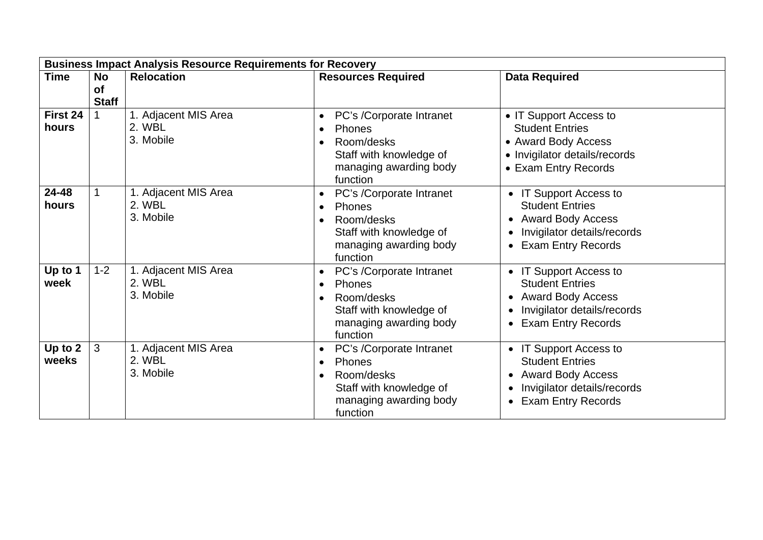| Business Impact Analysis Resource Requirements for Recovery | | | | |
|---|---|---|---|---|
| **Time** | **No of Staff** | **Relocation** | **Resources Required** | **Data Required** |
| **First 24 hours** | 1 | 1. Adjacent MIS Area<br>2. WBL<br>3. Mobile | • PC's /Corporate Intranet<br>• Phones<br>• Room/desks<br>Staff with knowledge of managing awarding body function | • IT Support Access to Student Entries<br>• Award Body Access<br>• Invigilator details/records<br>• Exam Entry Records |
| **24-48 hours** | 1 | 1. Adjacent MIS Area<br>2. WBL<br>3. Mobile | • PC's /Corporate Intranet<br>• Phones<br>• Room/desks<br>Staff with knowledge of managing awarding body function | • IT Support Access to Student Entries<br>• Award Body Access<br>• Invigilator details/records<br>• Exam Entry Records |
| **Up to 1 week** | 1-2 | 1. Adjacent MIS Area<br>2. WBL<br>3. Mobile | • PC's /Corporate Intranet<br>• Phones<br>• Room/desks<br>Staff with knowledge of managing awarding body function | • IT Support Access to Student Entries<br>• Award Body Access<br>• Invigilator details/records<br>• Exam Entry Records |
| **Up to 2 weeks** | 3 | 1. Adjacent MIS Area<br>2. WBL<br>3. Mobile | • PC's /Corporate Intranet<br>• Phones<br>• Room/desks<br>Staff with knowledge of managing awarding body function | • IT Support Access to Student Entries<br>• Award Body Access<br>• Invigilator details/records<br>• Exam Entry Records |